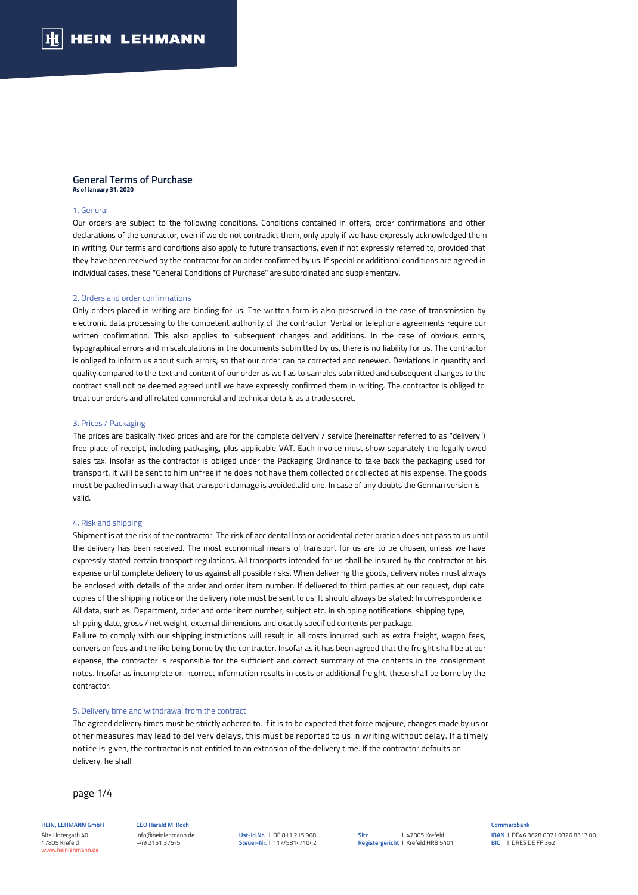## General Terms of Purchase

**As of January 31, 2020**

### 1. General

Our orders are subject to the following conditions. Conditions contained in offers, order confirmations and other declarations of the contractor, even if we do not contradict them, only apply if we have expressly acknowledged them in writing. Our terms and conditions also apply to future transactions, even if not expressly referred to, provided that they have been received by the contractor for an order confirmed by us. If special or additional conditions are agreed in individual cases, these "General Conditions of Purchase" are subordinated and supplementary.

### 2. Orders and order confirmations

Only orders placed in writing are binding for us. The written form is also preserved in the case of transmission by electronic data processing to the competent authority of the contractor. Verbal or telephone agreements require our written confirmation. This also applies to subsequent changes and additions. In the case of obvious errors, typographical errors and miscalculations in the documents submitted by us, there is no liability for us. The contractor is obliged to inform us about such errors, so that our order can be corrected and renewed. Deviations in quantity and quality compared to the text and content of our order as well as to samples submitted and subsequent changes to the contract shall not be deemed agreed until we have expressly confirmed them in writing. The contractor is obliged to treat our orders and all related commercial and technical details as a trade secret.

### 3. Prices / Packaging

The prices are basically fixed prices and are for the complete delivery / service (hereinafter referred to as "delivery") free place of receipt, including packaging, plus applicable VAT. Each invoice must show separately the legally owed sales tax. Insofar as the contractor is obliged under the Packaging Ordinance to take back the packaging used for transport, it will be sent to him unfree if he does not have them collected or collected at his expense. The goods must be packed in such a way that transport damage is avoided.alid one. In case of any doubts the German version is valid.

### 4. Risk and shipping

Shipment is at the risk of the contractor. The risk of accidental loss or accidental deterioration does not pass to us until the delivery has been received. The most economical means of transport for us are to be chosen, unless we have expressly stated certain transport regulations. All transports intended for us shall be insured by the contractor at his expense until complete delivery to us against all possible risks. When delivering the goods, delivery notes must always be enclosed with details of the order and order item number. If delivered to third parties at our request, duplicate copies of the shipping notice or the delivery note must be sent to us. It should always be stated: In correspondence: All data, such as. Department, order and order item number, subject etc. In shipping notifications: shipping type, shipping date, gross / net weight, external dimensions and exactly specified contents per package.

Failure to comply with our shipping instructions will result in all costs incurred such as extra freight, wagon fees, conversion fees and the like being borne by the contractor. Insofar as it has been agreed that the freight shall be at our expense, the contractor is responsible for the sufficient and correct summary of the contents in the consignment notes. Insofar as incomplete or incorrect information results in costs or additional freight, these shall be borne by the contractor.

### 5. Delivery time and withdrawal from the contract

The agreed delivery times must be strictly adhered to. If it is to be expected that force majeure, changes made by us or other measures may lead to delivery delays, this must be reported to us in writing without delay. If a timely notice is given, the contractor is not entitled to an extension of the delivery time. If the contractor defaults on delivery, he shall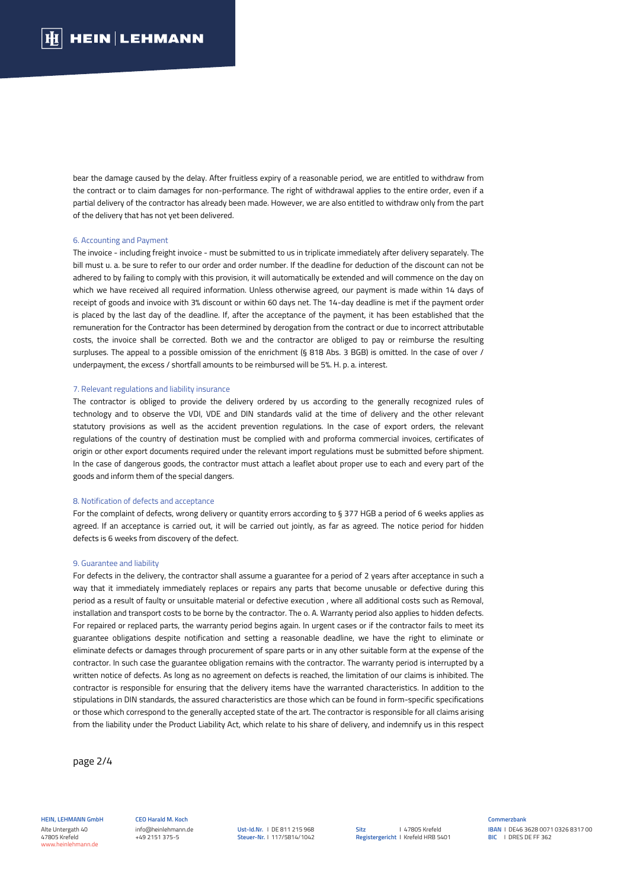bear the damage caused by the delay. After fruitless expiry of a reasonable period, we are entitled to withdraw from the contract or to claim damages for non-performance. The right of withdrawal applies to the entire order, even if a partial delivery of the contractor has already been made. However, we are also entitled to withdraw only from the part of the delivery that has not yet been delivered.

## 6. Accounting and Payment

The invoice - including freight invoice - must be submitted to us in triplicate immediately after delivery separately. The bill must u. a. be sure to refer to our order and order number. If the deadline for deduction of the discount can not be adhered to by failing to comply with this provision, it will automatically be extended and will commence on the day on which we have received all required information. Unless otherwise agreed, our payment is made within 14 days of receipt of goods and invoice with 3% discount or within 60 days net. The 14-day deadline is met if the payment order is placed by the last day of the deadline. If, after the acceptance of the payment, it has been established that the remuneration for the Contractor has been determined by derogation from the contract or due to incorrect attributable costs, the invoice shall be corrected. Both we and the contractor are obliged to pay or reimburse the resulting surpluses. The appeal to a possible omission of the enrichment (§ 818 Abs. 3 BGB) is omitted. In the case of over / underpayment, the excess / shortfall amounts to be reimbursed will be 5%. H. p. a. interest.

## 7. Relevant regulations and liability insurance

The contractor is obliged to provide the delivery ordered by us according to the generally recognized rules of technology and to observe the VDI, VDE and DIN standards valid at the time of delivery and the other relevant statutory provisions as well as the accident prevention regulations. In the case of export orders, the relevant regulations of the country of destination must be complied with and proforma commercial invoices, certificates of origin or other export documents required under the relevant import regulations must be submitted before shipment. In the case of dangerous goods, the contractor must attach a leaflet about proper use to each and every part of the goods and inform them of the special dangers.

## 8. Notification of defects and acceptance

For the complaint of defects, wrong delivery or quantity errors according to § 377 HGB a period of 6 weeks applies as agreed. If an acceptance is carried out, it will be carried out jointly, as far as agreed. The notice period for hidden defects is 6 weeks from discovery of the defect.

## 9. Guarantee and liability

For defects in the delivery, the contractor shall assume a guarantee for a period of 2 years after acceptance in such a way that it immediately immediately replaces or repairs any parts that become unusable or defective during this period as a result of faulty or unsuitable material or defective execution , where all additional costs such as Removal, installation and transport costs to be borne by the contractor. The o. A. Warranty period also applies to hidden defects. For repaired or replaced parts, the warranty period begins again. In urgent cases or if the contractor fails to meet its guarantee obligations despite notification and setting a reasonable deadline, we have the right to eliminate or eliminate defects or damages through procurement of spare parts or in any other suitable form at the expense of the contractor. In such case the guarantee obligation remains with the contractor. The warranty period is interrupted by a written notice of defects. As long as no agreement on defects is reached, the limitation of our claims is inhibited. The contractor is responsible for ensuring that the delivery items have the warranted characteristics. In addition to the stipulations in DIN standards, the assured characteristics are those which can be found in form-specific specifications or those which correspond to the generally accepted state of the art. The contractor is responsible for all claims arising from the liability under the Product Liability Act, which relate to his share of delivery, and indemnify us in this respect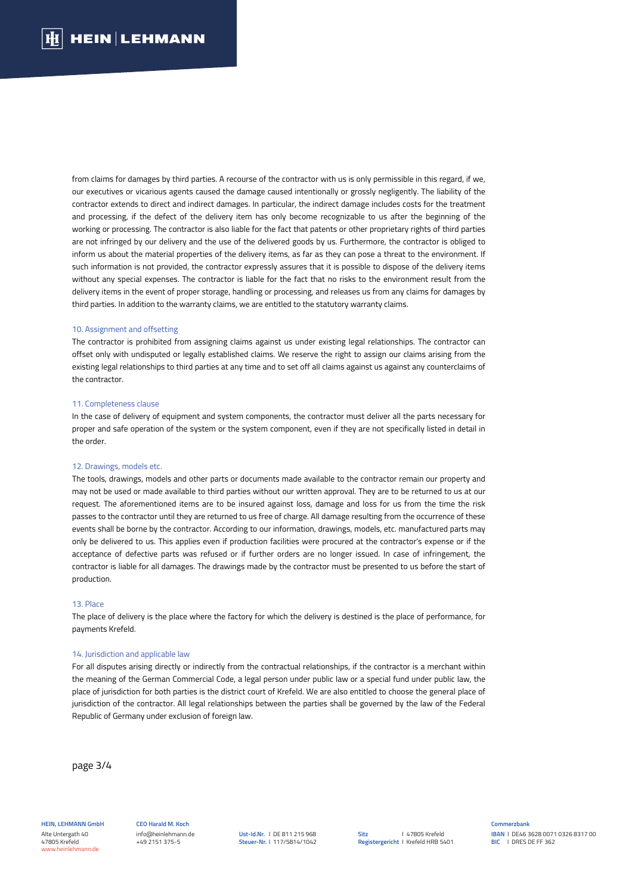from claims for damages by third parties. A recourse of the contractor with us is only permissible in this regard, if we, our executives or vicarious agents caused the damage caused intentionally or grossly negligently. The liability of the contractor extends to direct and indirect damages. In particular, the indirect damage includes costs for the treatment and processing, if the defect of the delivery item has only become recognizable to us after the beginning of the working or processing. The contractor is also liable for the fact that patents or other proprietary rights of third parties are not infringed by our delivery and the use of the delivered goods by us. Furthermore, the contractor is obliged to inform us about the material properties of the delivery items, as far as they can pose a threat to the environment. If such information is not provided, the contractor expressly assures that it is possible to dispose of the delivery items without any special expenses. The contractor is liable for the fact that no risks to the environment result from the delivery items in the event of proper storage, handling or processing, and releases us from any claims for damages by third parties. In addition to the warranty claims, we are entitled to the statutory warranty claims.

### 10. Assignment and offsetting

The contractor is prohibited from assigning claims against us under existing legal relationships. The contractor can offset only with undisputed or legally established claims. We reserve the right to assign our claims arising from the existing legal relationships to third parties at any time and to set off all claims against us against any counterclaims of the contractor.

### 11. Completeness clause

In the case of delivery of equipment and system components, the contractor must deliver all the parts necessary for proper and safe operation of the system or the system component, even if they are not specifically listed in detail in the order.

### 12. Drawings, models etc.

The tools, drawings, models and other parts or documents made available to the contractor remain our property and may not be used or made available to third parties without our written approval. They are to be returned to us at our request. The aforementioned items are to be insured against loss, damage and loss for us from the time the risk passes to the contractor until they are returned to us free of charge. All damage resulting from the occurrence of these events shall be borne by the contractor. According to our information, drawings, models, etc. manufactured parts may only be delivered to us. This applies even if production facilities were procured at the contractor's expense or if the acceptance of defective parts was refused or if further orders are no longer issued. In case of infringement, the contractor is liable for all damages. The drawings made by the contractor must be presented to us before the start of production.

### 13. Place

The place of delivery is the place where the factory for which the delivery is destined is the place of performance, for payments Krefeld.

### 14. Jurisdiction and applicable law

For all disputes arising directly or indirectly from the contractual relationships, if the contractor is a merchant within the meaning of the German Commercial Code, a legal person under public law or a special fund under public law, the place of jurisdiction for both parties is the district court of Krefeld. We are also entitled to choose the general place of jurisdiction of the contractor. All legal relationships between the parties shall be governed by the law of the Federal Republic of Germany under exclusion of foreign law.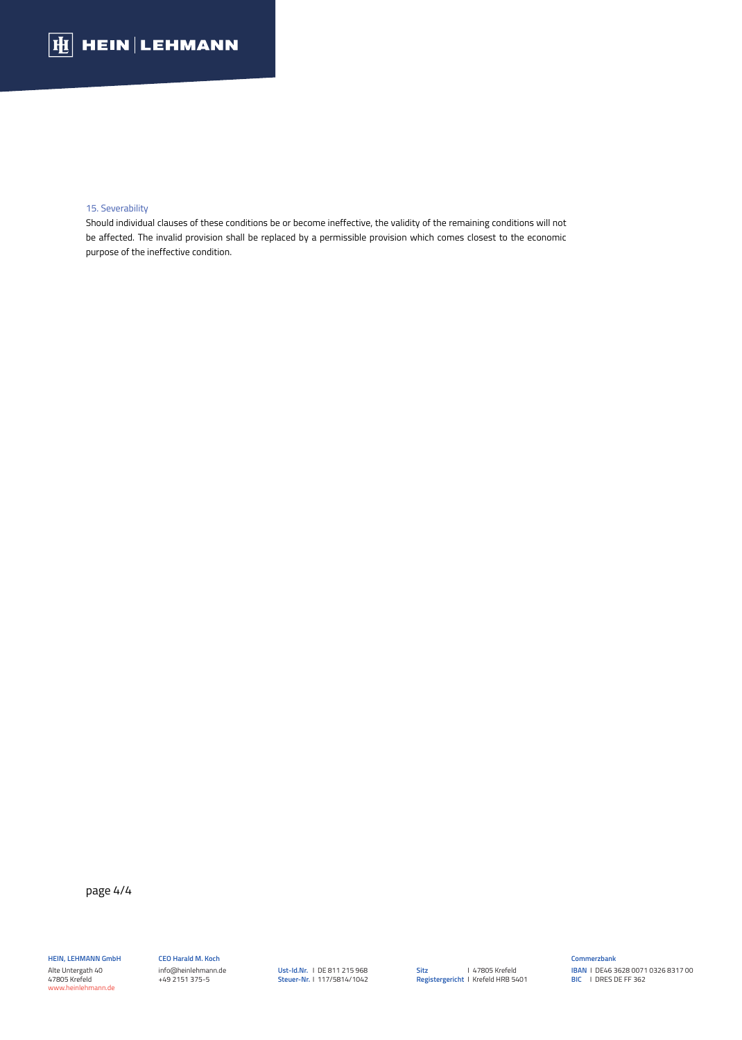## 15. Severability

Should individual clauses of these conditions be or become ineffective, the validity of the remaining conditions will not be affected. The invalid provision shall be replaced by a permissible provision which comes closest to the economic purpose of the ineffective condition.